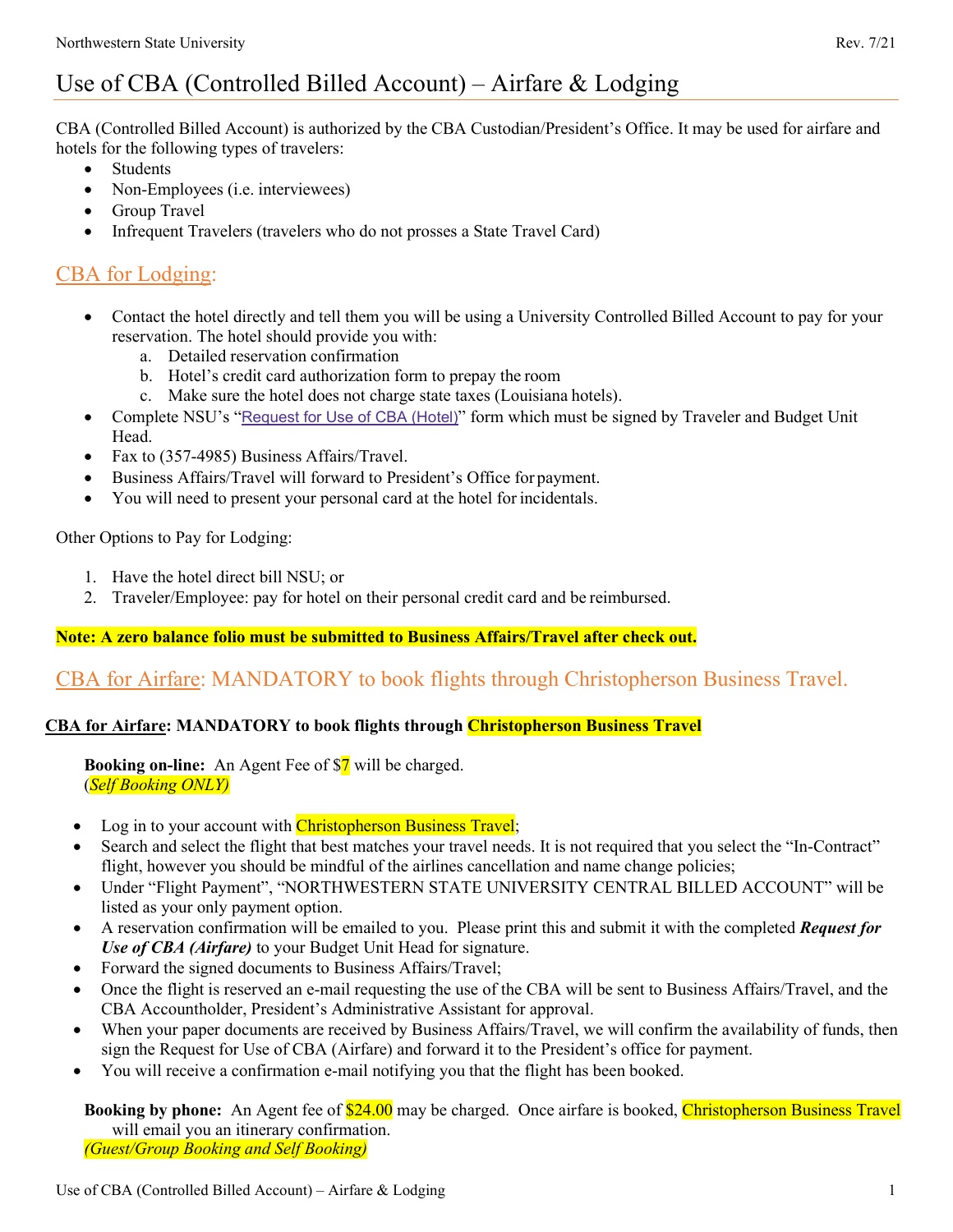# Use of CBA (Controlled Billed Account) – Airfare & Lodging

CBA (Controlled Billed Account) is authorized by the CBA Custodian/President's Office. It may be used for airfare and hotels for the following types of travelers:

- Students
- Non-Employees (i.e. interviewees)
- Group Travel
- Infrequent Travelers (travelers who do not prosses a State Travel Card)

## CBA for Lodging:

- Contact the hotel directly and tell them you will be using a University Controlled Billed Account to pay for your reservation. The hotel should provide you with:
    a. Detailed reservation confirmation
    b. Hotel's credit card authorization form to prepay the room
    c. Make sure the hotel does not charge state taxes (Louisiana hotels).
- Complete NSU's "Request for Use of CBA (Hotel)" form which must be signed by Traveler and Budget Unit Head.
- Fax to (357-4985) Business Affairs/Travel.
- Business Affairs/Travel will forward to President's Office for payment.
- You will need to present your personal card at the hotel for incidentals.

Other Options to Pay for Lodging:

1. Have the hotel direct bill NSU; or
2. Traveler/Employee: pay for hotel on their personal credit card and be reimbursed.

**Note: A zero balance folio must be submitted to Business Affairs/Travel after check out.**

## CBA for Airfare: MANDATORY to book flights through Christopherson Business Travel.

**CBA for Airfare: MANDATORY to book flights through Christopherson Business Travel**

**Booking on-line:** An Agent Fee of $7 will be charged.
(*Self Booking ONLY)*

- Log in to your account with Christopherson Business Travel;
- Search and select the flight that best matches your travel needs. It is not required that you select the "In-Contract" flight, however you should be mindful of the airlines cancellation and name change policies;
- Under "Flight Payment", "NORTHWESTERN STATE UNIVERSITY CENTRAL BILLED ACCOUNT" will be listed as your only payment option.
- A reservation confirmation will be emailed to you. Please print this and submit it with the completed ***Request for Use of CBA (Airfare)*** to your Budget Unit Head for signature.
- Forward the signed documents to Business Affairs/Travel;
- Once the flight is reserved an e-mail requesting the use of the CBA will be sent to Business Affairs/Travel, and the CBA Accountholder, President's Administrative Assistant for approval.
- When your paper documents are received by Business Affairs/Travel, we will confirm the availability of funds, then sign the Request for Use of CBA (Airfare) and forward it to the President's office for payment.
- You will receive a confirmation e-mail notifying you that the flight has been booked.

**Booking by phone:** An Agent fee of $24.00 may be charged. Once airfare is booked, Christopherson Business Travel will email you an itinerary confirmation.
*(Guest/Group Booking and Self Booking)*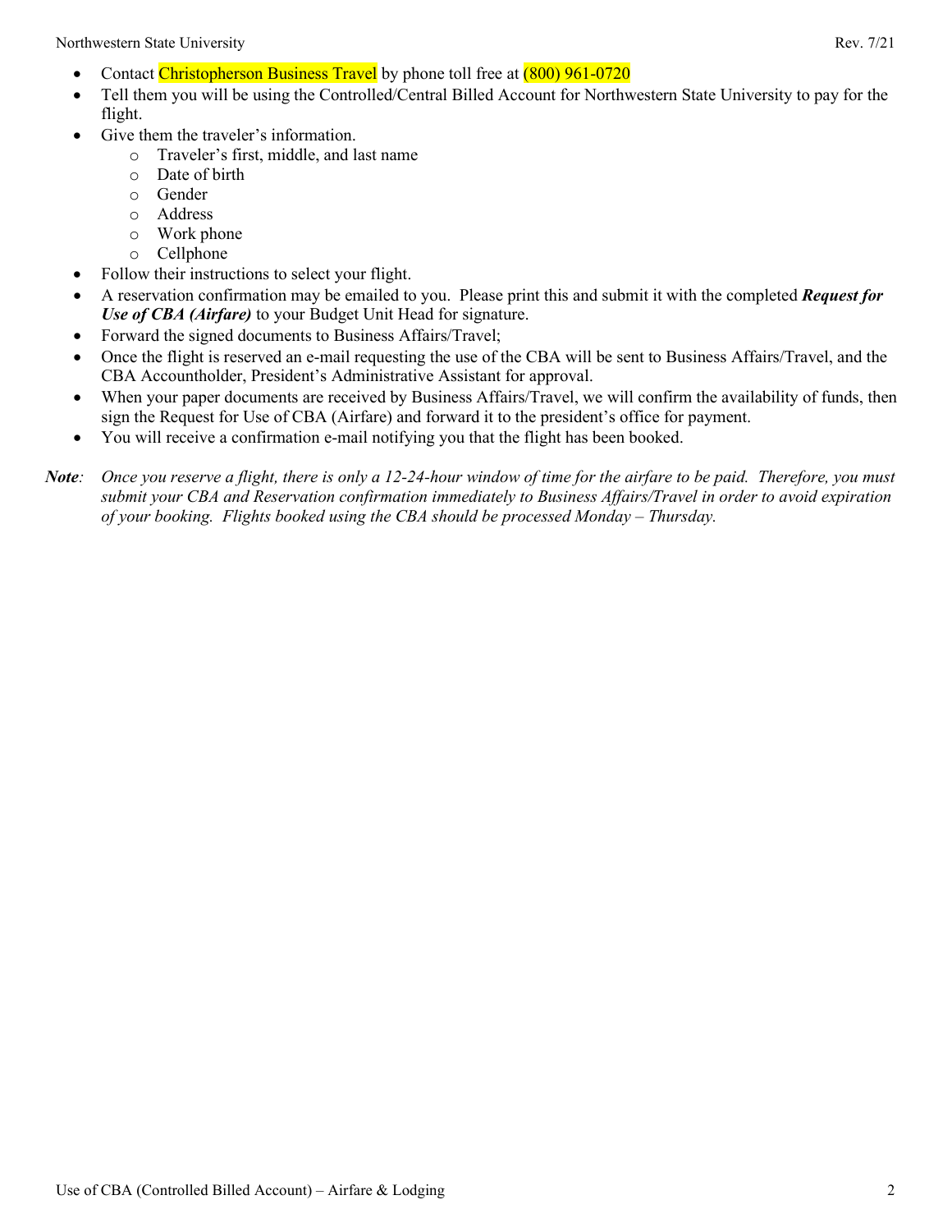- Contact Christopherson Business Travel by phone toll free at (800) 961-0720
- Tell them you will be using the Controlled/Central Billed Account for Northwestern State University to pay for the flight.
- Give them the traveler's information.
    - Traveler's first, middle, and last name
    - Date of birth
    - Gender
    - Address
    - Work phone
    - Cellphone
- Follow their instructions to select your flight.
- A reservation confirmation may be emailed to you. Please print this and submit it with the completed ***Request for Use of CBA (Airfare)*** to your Budget Unit Head for signature.
- Forward the signed documents to Business Affairs/Travel;
- Once the flight is reserved an e-mail requesting the use of the CBA will be sent to Business Affairs/Travel, and the CBA Accountholder, President's Administrative Assistant for approval.
- When your paper documents are received by Business Affairs/Travel, we will confirm the availability of funds, then sign the Request for Use of CBA (Airfare) and forward it to the president's office for payment.
- You will receive a confirmation e-mail notifying you that the flight has been booked.

***Note****: Once you reserve a flight, there is only a 12-24-hour window of time for the airfare to be paid. Therefore, you must submit your CBA and Reservation confirmation immediately to Business Affairs/Travel in order to avoid expiration of your booking. Flights booked using the CBA should be processed Monday – Thursday.*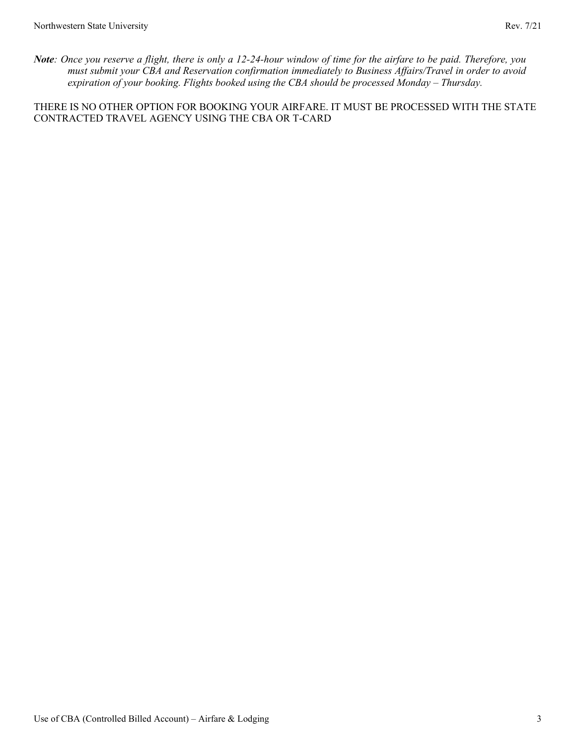***Note**: Once you reserve a flight, there is only a 12-24-hour window of time for the airfare to be paid. Therefore, you must submit your CBA and Reservation confirmation immediately to Business Affairs/Travel in order to avoid expiration of your booking. Flights booked using the CBA should be processed Monday – Thursday.*

THERE IS NO OTHER OPTION FOR BOOKING YOUR AIRFARE. IT MUST BE PROCESSED WITH THE STATE CONTRACTED TRAVEL AGENCY USING THE CBA OR T-CARD